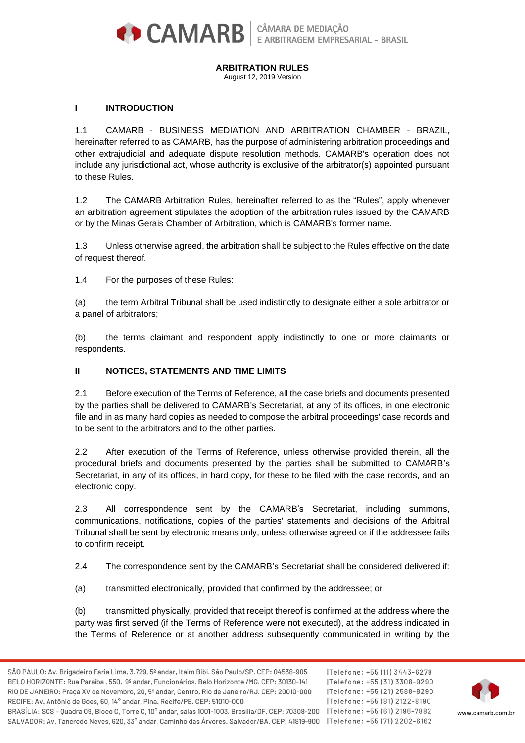# ARBITRATION RULES

August 12, 2019 Version

## I INTRODUCTION

1.1 CAMARB - BUSINESS MEDIATION AND ARBITRATION CHAMBER - BRAZIL, hereinafter referred to as CAMARB, has the purpose of administering arbitration proceedings and other extrajudicial and adequate dispute resolution methods. CAMARB's operation does not include any jurisdictional act, whose authority is exclusive of the arbitrator(s) appointed pursuant to these Rules.

1.2 The CAMARB Arbitration Rules, hereinafter referred to as the "Rules", apply whenever an arbitration agreement stipulates the adoption of the arbitration rules issued by the CAMARB or by the Minas Gerais Chamber of Arbitration, which is CAMARB's former name.

1.3 Unless otherwise agreed, the arbitration shall be subject to the Rules effective on the date of request thereof.

1.4 For the purposes of these Rules:

(a) the term Arbitral Tribunal shall be used indistinctly to designate either a sole arbitrator or a panel of arbitrators;

(b) the terms claimant and respondent apply indistinctly to one or more claimants or respondents.

## II NOTICES, STATEMENTS AND TIME LIMITS

2.1 Before execution of the Terms of Reference, all the case briefs and documents presented by the parties shall be delivered to CAMARB's Secretariat, at any of its offices, in one electronic file and in as many hard copies as needed to compose the arbitral proceedings' case records and to be sent to the arbitrators and to the other parties.

2.2 After execution of the Terms of Reference, unless otherwise provided therein, all the procedural briefs and documents presented by the parties shall be submitted to CAMARB's Secretariat, in any of its offices, in hard copy, for these to be filed with the case records, and an electronic copy.

2.3 All correspondence sent by the CAMARB's Secretariat, including summons, communications, notifications, copies of the parties' statements and decisions of the Arbitral Tribunal shall be sent by electronic means only, unless otherwise agreed or if the addressee fails to confirm receipt.

2.4 The correspondence sent by the CAMARB's Secretariat shall be considered delivered if:

(a) transmitted electronically, provided that confirmed by the addressee; or

(b) transmitted physically, provided that receipt thereof is confirmed at the address where the party was first served (if the Terms of Reference were not executed), at the address indicated in the Terms of Reference or at another address subsequently communicated in writing by the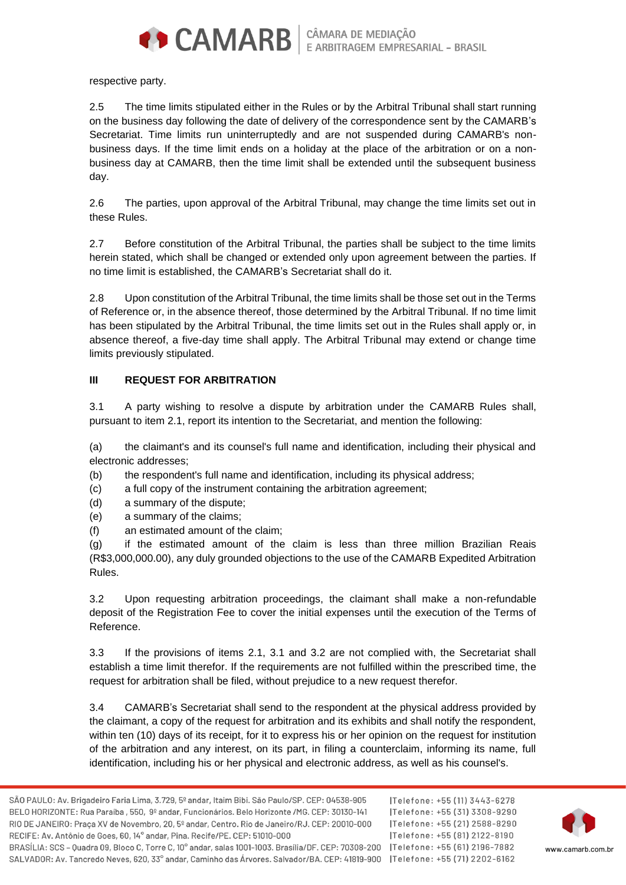respective party.

2.5 The time limits stipulated either in the Rules or by the Arbitral Tribunal shall start running on the business day following the date of delivery of the correspondence sent by the CAMARB's Secretariat. Time limits run uninterruptedly and are not suspended during CAMARB's non-business days. If the time limit ends on a holiday at the place of the arbitration or on a non-business day at CAMARB, then the time limit shall be extended until the subsequent business day.

2.6 The parties, upon approval of the Arbitral Tribunal, may change the time limits set out in these Rules.

2.7 Before constitution of the Arbitral Tribunal, the parties shall be subject to the time limits herein stated, which shall be changed or extended only upon agreement between the parties. If no time limit is established, the CAMARB's Secretariat shall do it.

2.8 Upon constitution of the Arbitral Tribunal, the time limits shall be those set out in the Terms of Reference or, in the absence thereof, those determined by the Arbitral Tribunal. If no time limit has been stipulated by the Arbitral Tribunal, the time limits set out in the Rules shall apply or, in absence thereof, a five-day time shall apply. The Arbitral Tribunal may extend or change time limits previously stipulated.

## III REQUEST FOR ARBITRATION

3.1 A party wishing to resolve a dispute by arbitration under the CAMARB Rules shall, pursuant to item 2.1, report its intention to the Secretariat, and mention the following:

(a) the claimant's and its counsel's full name and identification, including their physical and electronic addresses;
(b) the respondent's full name and identification, including its physical address;
(c) a full copy of the instrument containing the arbitration agreement;
(d) a summary of the dispute;
(e) a summary of the claims;
(f) an estimated amount of the claim;
(g) if the estimated amount of the claim is less than three million Brazilian Reais (R$3,000,000.00), any duly grounded objections to the use of the CAMARB Expedited Arbitration Rules.

3.2 Upon requesting arbitration proceedings, the claimant shall make a non-refundable deposit of the Registration Fee to cover the initial expenses until the execution of the Terms of Reference.

3.3 If the provisions of items 2.1, 3.1 and 3.2 are not complied with, the Secretariat shall establish a time limit therefor. If the requirements are not fulfilled within the prescribed time, the request for arbitration shall be filed, without prejudice to a new request therefor.

3.4 CAMARB's Secretariat shall send to the respondent at the physical address provided by the claimant, a copy of the request for arbitration and its exhibits and shall notify the respondent, within ten (10) days of its receipt, for it to express his or her opinion on the request for institution of the arbitration and any interest, on its part, in filing a counterclaim, informing its name, full identification, including his or her physical and electronic address, as well as his counsel's.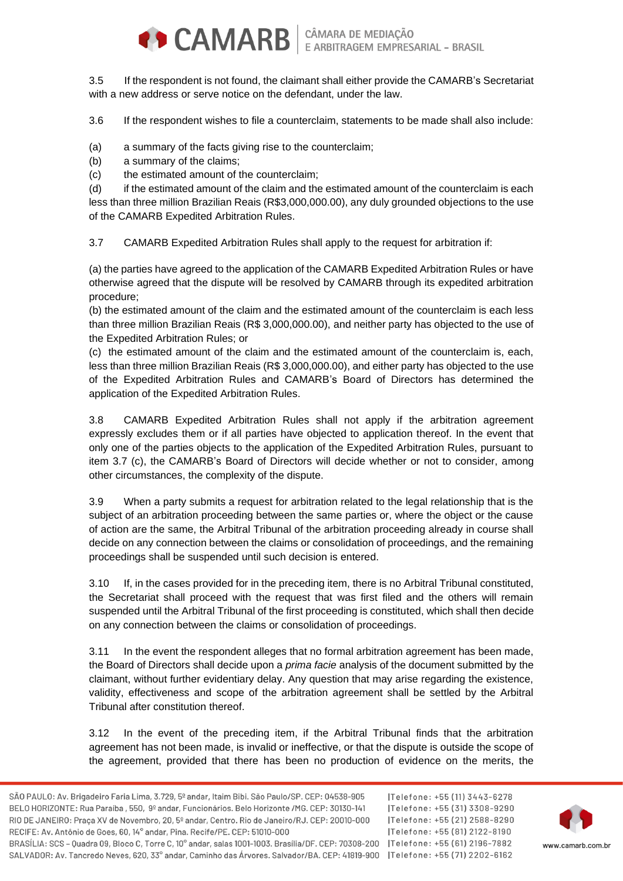3.5 If the respondent is not found, the claimant shall either provide the CAMARB's Secretariat with a new address or serve notice on the defendant, under the law.

3.6 If the respondent wishes to file a counterclaim, statements to be made shall also include:

(a) a summary of the facts giving rise to the counterclaim;
(b) a summary of the claims;
(c) the estimated amount of the counterclaim;
(d) if the estimated amount of the claim and the estimated amount of the counterclaim is each less than three million Brazilian Reais (R$3,000,000.00), any duly grounded objections to the use of the CAMARB Expedited Arbitration Rules.

3.7 CAMARB Expedited Arbitration Rules shall apply to the request for arbitration if:

(a) the parties have agreed to the application of the CAMARB Expedited Arbitration Rules or have otherwise agreed that the dispute will be resolved by CAMARB through its expedited arbitration procedure;
(b) the estimated amount of the claim and the estimated amount of the counterclaim is each less than three million Brazilian Reais (R$ 3,000,000.00), and neither party has objected to the use of the Expedited Arbitration Rules; or
(c) the estimated amount of the claim and the estimated amount of the counterclaim is, each, less than three million Brazilian Reais (R$ 3,000,000.00), and either party has objected to the use of the Expedited Arbitration Rules and CAMARB's Board of Directors has determined the application of the Expedited Arbitration Rules.

3.8 CAMARB Expedited Arbitration Rules shall not apply if the arbitration agreement expressly excludes them or if all parties have objected to application thereof. In the event that only one of the parties objects to the application of the Expedited Arbitration Rules, pursuant to item 3.7 (c), the CAMARB's Board of Directors will decide whether or not to consider, among other circumstances, the complexity of the dispute.

3.9 When a party submits a request for arbitration related to the legal relationship that is the subject of an arbitration proceeding between the same parties or, where the object or the cause of action are the same, the Arbitral Tribunal of the arbitration proceeding already in course shall decide on any connection between the claims or consolidation of proceedings, and the remaining proceedings shall be suspended until such decision is entered.

3.10 If, in the cases provided for in the preceding item, there is no Arbitral Tribunal constituted, the Secretariat shall proceed with the request that was first filed and the others will remain suspended until the Arbitral Tribunal of the first proceeding is constituted, which shall then decide on any connection between the claims or consolidation of proceedings.

3.11 In the event the respondent alleges that no formal arbitration agreement has been made, the Board of Directors shall decide upon a *prima facie* analysis of the document submitted by the claimant, without further evidentiary delay. Any question that may arise regarding the existence, validity, effectiveness and scope of the arbitration agreement shall be settled by the Arbitral Tribunal after constitution thereof.

3.12 In the event of the preceding item, if the Arbitral Tribunal finds that the arbitration agreement has not been made, is invalid or ineffective, or that the dispute is outside the scope of the agreement, provided that there has been no production of evidence on the merits, the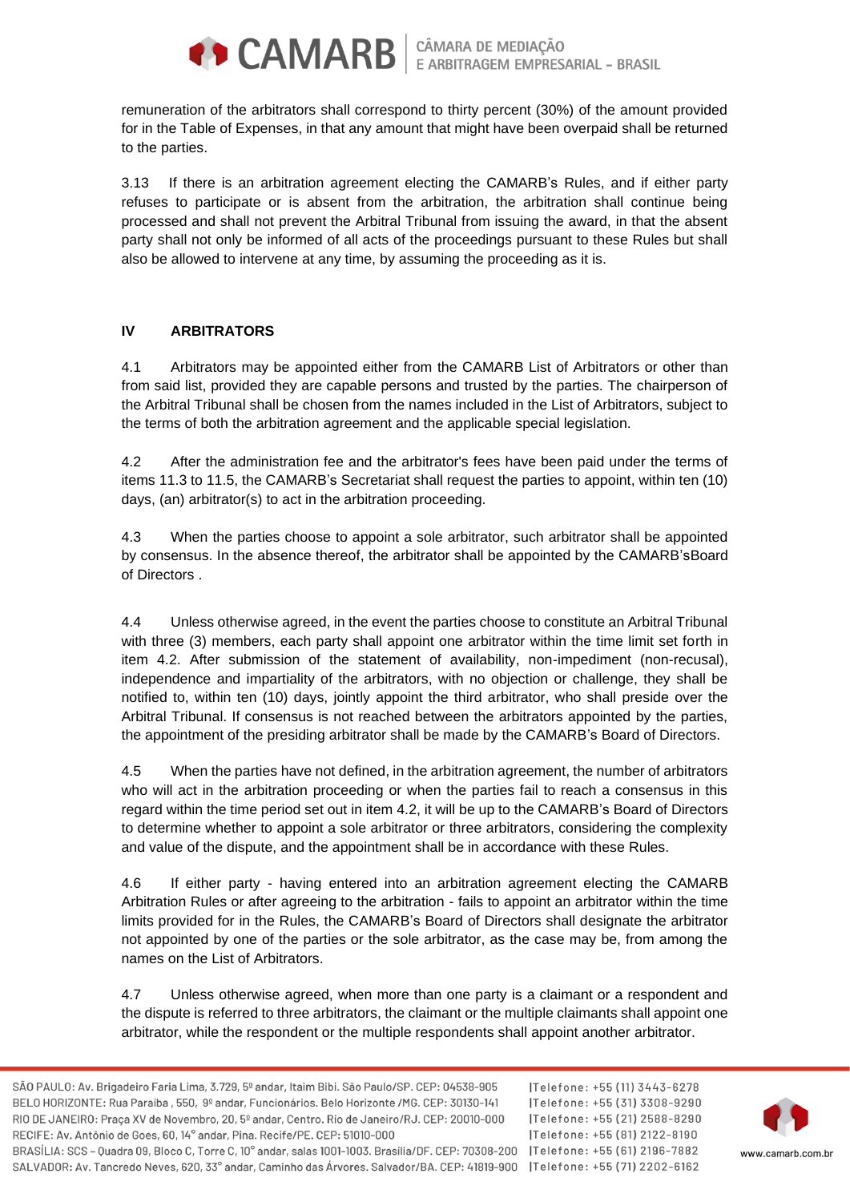remuneration of the arbitrators shall correspond to thirty percent (30%) of the amount provided for in the Table of Expenses, in that any amount that might have been overpaid shall be returned to the parties.

3.13 If there is an arbitration agreement electing the CAMARB's Rules, and if either party refuses to participate or is absent from the arbitration, the arbitration shall continue being processed and shall not prevent the Arbitral Tribunal from issuing the award, in that the absent party shall not only be informed of all acts of the proceedings pursuant to these Rules but shall also be allowed to intervene at any time, by assuming the proceeding as it is.

## IV ARBITRATORS

4.1 Arbitrators may be appointed either from the CAMARB List of Arbitrators or other than from said list, provided they are capable persons and trusted by the parties. The chairperson of the Arbitral Tribunal shall be chosen from the names included in the List of Arbitrators, subject to the terms of both the arbitration agreement and the applicable special legislation.

4.2 After the administration fee and the arbitrator's fees have been paid under the terms of items 11.3 to 11.5, the CAMARB's Secretariat shall request the parties to appoint, within ten (10) days, (an) arbitrator(s) to act in the arbitration proceeding.

4.3 When the parties choose to appoint a sole arbitrator, such arbitrator shall be appointed by consensus. In the absence thereof, the arbitrator shall be appointed by the CAMARB'sBoard of Directors .

4.4 Unless otherwise agreed, in the event the parties choose to constitute an Arbitral Tribunal with three (3) members, each party shall appoint one arbitrator within the time limit set forth in item 4.2. After submission of the statement of availability, non-impediment (non-recusal), independence and impartiality of the arbitrators, with no objection or challenge, they shall be notified to, within ten (10) days, jointly appoint the third arbitrator, who shall preside over the Arbitral Tribunal. If consensus is not reached between the arbitrators appointed by the parties, the appointment of the presiding arbitrator shall be made by the CAMARB's Board of Directors.

4.5 When the parties have not defined, in the arbitration agreement, the number of arbitrators who will act in the arbitration proceeding or when the parties fail to reach a consensus in this regard within the time period set out in item 4.2, it will be up to the CAMARB's Board of Directors to determine whether to appoint a sole arbitrator or three arbitrators, considering the complexity and value of the dispute, and the appointment shall be in accordance with these Rules.

4.6 If either party - having entered into an arbitration agreement electing the CAMARB Arbitration Rules or after agreeing to the arbitration - fails to appoint an arbitrator within the time limits provided for in the Rules, the CAMARB's Board of Directors shall designate the arbitrator not appointed by one of the parties or the sole arbitrator, as the case may be, from among the names on the List of Arbitrators.

4.7 Unless otherwise agreed, when more than one party is a claimant or a respondent and the dispute is referred to three arbitrators, the claimant or the multiple claimants shall appoint one arbitrator, while the respondent or the multiple respondents shall appoint another arbitrator.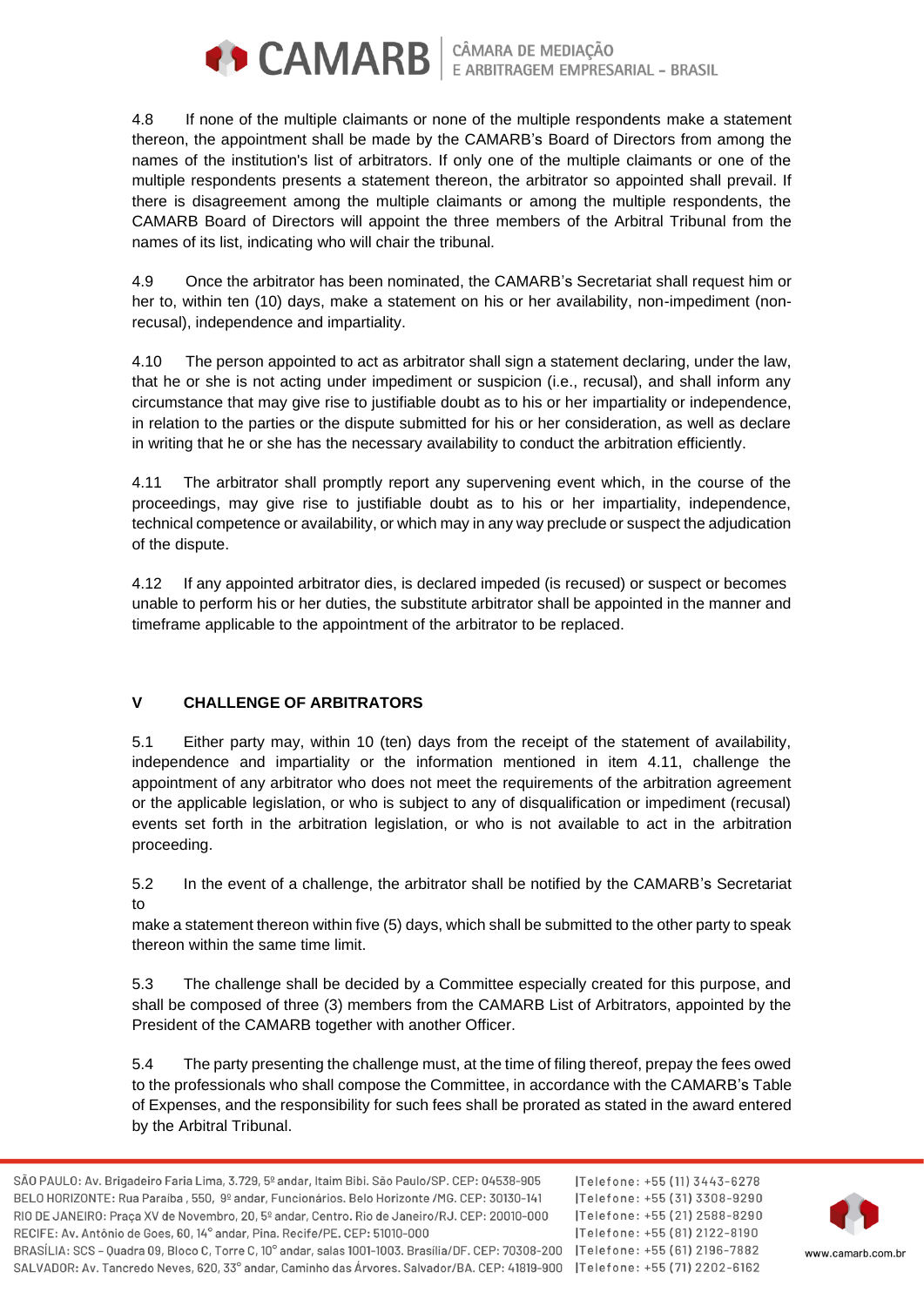4.8 If none of the multiple claimants or none of the multiple respondents make a statement thereon, the appointment shall be made by the CAMARB's Board of Directors from among the names of the institution's list of arbitrators. If only one of the multiple claimants or one of the multiple respondents presents a statement thereon, the arbitrator so appointed shall prevail. If there is disagreement among the multiple claimants or among the multiple respondents, the CAMARB Board of Directors will appoint the three members of the Arbitral Tribunal from the names of its list, indicating who will chair the tribunal.

4.9 Once the arbitrator has been nominated, the CAMARB's Secretariat shall request him or her to, within ten (10) days, make a statement on his or her availability, non-impediment (non-recusal), independence and impartiality.

4.10 The person appointed to act as arbitrator shall sign a statement declaring, under the law, that he or she is not acting under impediment or suspicion (i.e., recusal), and shall inform any circumstance that may give rise to justifiable doubt as to his or her impartiality or independence, in relation to the parties or the dispute submitted for his or her consideration, as well as declare in writing that he or she has the necessary availability to conduct the arbitration efficiently.

4.11 The arbitrator shall promptly report any supervening event which, in the course of the proceedings, may give rise to justifiable doubt as to his or her impartiality, independence, technical competence or availability, or which may in any way preclude or suspect the adjudication of the dispute.

4.12 If any appointed arbitrator dies, is declared impeded (is recused) or suspect or becomes unable to perform his or her duties, the substitute arbitrator shall be appointed in the manner and timeframe applicable to the appointment of the arbitrator to be replaced.

## V CHALLENGE OF ARBITRATORS

5.1 Either party may, within 10 (ten) days from the receipt of the statement of availability, independence and impartiality or the information mentioned in item 4.11, challenge the appointment of any arbitrator who does not meet the requirements of the arbitration agreement or the applicable legislation, or who is subject to any of disqualification or impediment (recusal) events set forth in the arbitration legislation, or who is not available to act in the arbitration proceeding.

5.2 In the event of a challenge, the arbitrator shall be notified by the CAMARB's Secretariat to make a statement thereon within five (5) days, which shall be submitted to the other party to speak thereon within the same time limit.

5.3 The challenge shall be decided by a Committee especially created for this purpose, and shall be composed of three (3) members from the CAMARB List of Arbitrators, appointed by the President of the CAMARB together with another Officer.

5.4 The party presenting the challenge must, at the time of filing thereof, prepay the fees owed to the professionals who shall compose the Committee, in accordance with the CAMARB's Table of Expenses, and the responsibility for such fees shall be prorated as stated in the award entered by the Arbitral Tribunal.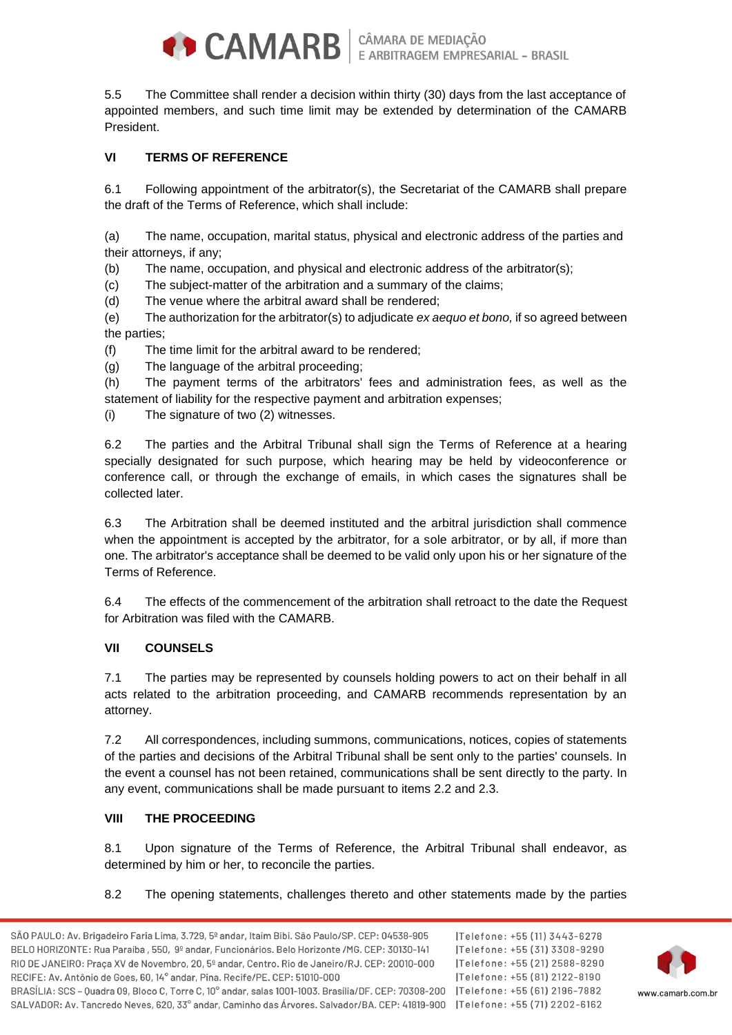5.5 The Committee shall render a decision within thirty (30) days from the last acceptance of appointed members, and such time limit may be extended by determination of the CAMARB President.

## VI TERMS OF REFERENCE

6.1 Following appointment of the arbitrator(s), the Secretariat of the CAMARB shall prepare the draft of the Terms of Reference, which shall include:

(a) The name, occupation, marital status, physical and electronic address of the parties and their attorneys, if any;
(b) The name, occupation, and physical and electronic address of the arbitrator(s);
(c) The subject-matter of the arbitration and a summary of the claims;
(d) The venue where the arbitral award shall be rendered;
(e) The authorization for the arbitrator(s) to adjudicate *ex aequo et bono,* if so agreed between the parties;
(f) The time limit for the arbitral award to be rendered;
(g) The language of the arbitral proceeding;
(h) The payment terms of the arbitrators' fees and administration fees, as well as the statement of liability for the respective payment and arbitration expenses;
(i) The signature of two (2) witnesses.

6.2 The parties and the Arbitral Tribunal shall sign the Terms of Reference at a hearing specially designated for such purpose, which hearing may be held by videoconference or conference call, or through the exchange of emails, in which cases the signatures shall be collected later.

6.3 The Arbitration shall be deemed instituted and the arbitral jurisdiction shall commence when the appointment is accepted by the arbitrator, for a sole arbitrator, or by all, if more than one. The arbitrator's acceptance shall be deemed to be valid only upon his or her signature of the Terms of Reference.

6.4 The effects of the commencement of the arbitration shall retroact to the date the Request for Arbitration was filed with the CAMARB.

## VII COUNSELS

7.1 The parties may be represented by counsels holding powers to act on their behalf in all acts related to the arbitration proceeding, and CAMARB recommends representation by an attorney.

7.2 All correspondences, including summons, communications, notices, copies of statements of the parties and decisions of the Arbitral Tribunal shall be sent only to the parties' counsels. In the event a counsel has not been retained, communications shall be sent directly to the party. In any event, communications shall be made pursuant to items 2.2 and 2.3.

## VIII THE PROCEEDING

8.1 Upon signature of the Terms of Reference, the Arbitral Tribunal shall endeavor, as determined by him or her, to reconcile the parties.

8.2 The opening statements, challenges thereto and other statements made by the parties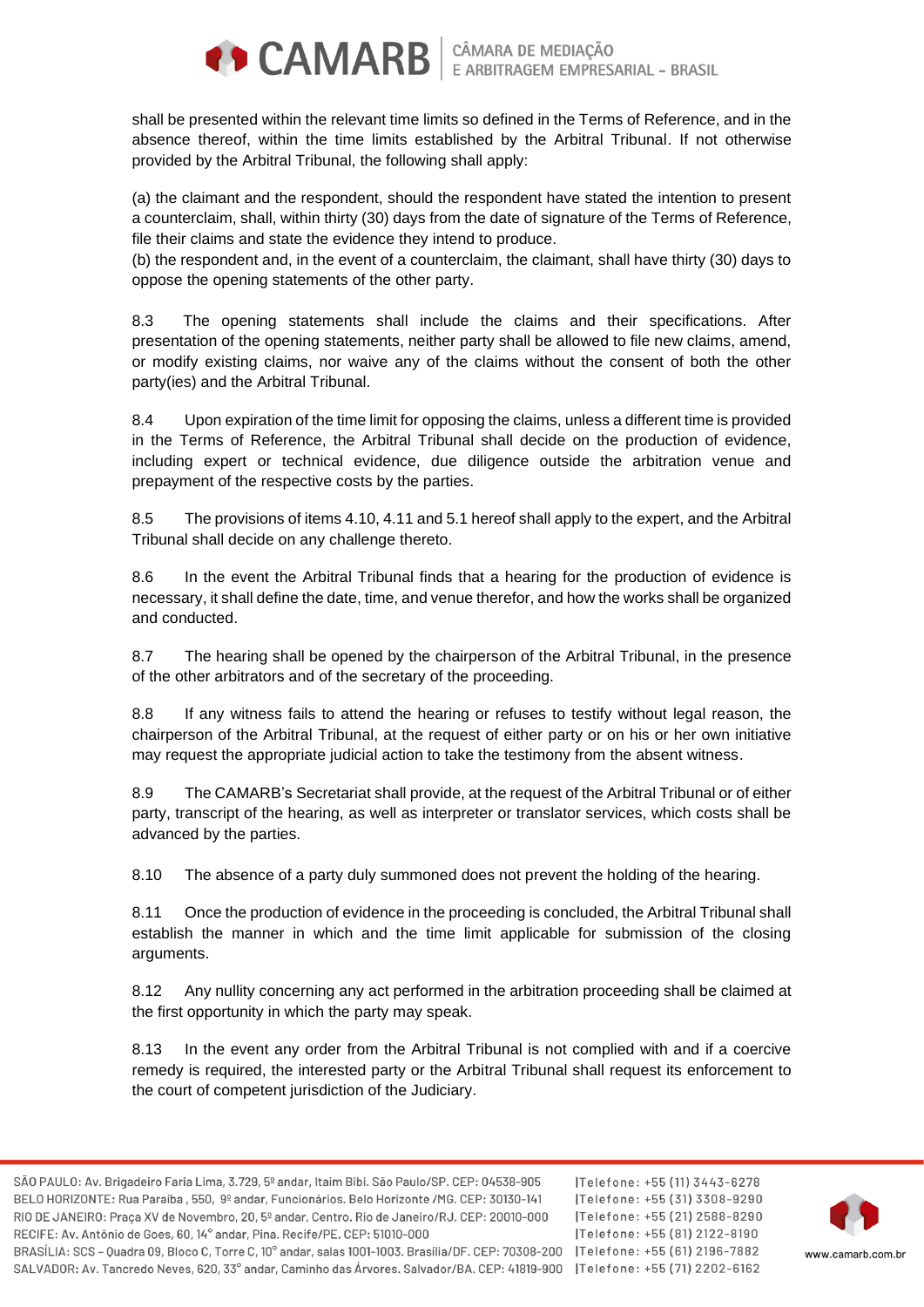shall be presented within the relevant time limits so defined in the Terms of Reference, and in the absence thereof, within the time limits established by the Arbitral Tribunal. If not otherwise provided by the Arbitral Tribunal, the following shall apply:

(a) the claimant and the respondent, should the respondent have stated the intention to present a counterclaim, shall, within thirty (30) days from the date of signature of the Terms of Reference, file their claims and state the evidence they intend to produce.
(b) the respondent and, in the event of a counterclaim, the claimant, shall have thirty (30) days to oppose the opening statements of the other party.

8.3 The opening statements shall include the claims and their specifications. After presentation of the opening statements, neither party shall be allowed to file new claims, amend, or modify existing claims, nor waive any of the claims without the consent of both the other party(ies) and the Arbitral Tribunal.

8.4 Upon expiration of the time limit for opposing the claims, unless a different time is provided in the Terms of Reference, the Arbitral Tribunal shall decide on the production of evidence, including expert or technical evidence, due diligence outside the arbitration venue and prepayment of the respective costs by the parties.

8.5 The provisions of items 4.10, 4.11 and 5.1 hereof shall apply to the expert, and the Arbitral Tribunal shall decide on any challenge thereto.

8.6 In the event the Arbitral Tribunal finds that a hearing for the production of evidence is necessary, it shall define the date, time, and venue therefor, and how the works shall be organized and conducted.

8.7 The hearing shall be opened by the chairperson of the Arbitral Tribunal, in the presence of the other arbitrators and of the secretary of the proceeding.

8.8 If any witness fails to attend the hearing or refuses to testify without legal reason, the chairperson of the Arbitral Tribunal, at the request of either party or on his or her own initiative may request the appropriate judicial action to take the testimony from the absent witness.

8.9 The CAMARB's Secretariat shall provide, at the request of the Arbitral Tribunal or of either party, transcript of the hearing, as well as interpreter or translator services, which costs shall be advanced by the parties.

8.10 The absence of a party duly summoned does not prevent the holding of the hearing.

8.11 Once the production of evidence in the proceeding is concluded, the Arbitral Tribunal shall establish the manner in which and the time limit applicable for submission of the closing arguments.

8.12 Any nullity concerning any act performed in the arbitration proceeding shall be claimed at the first opportunity in which the party may speak.

8.13 In the event any order from the Arbitral Tribunal is not complied with and if a coercive remedy is required, the interested party or the Arbitral Tribunal shall request its enforcement to the court of competent jurisdiction of the Judiciary.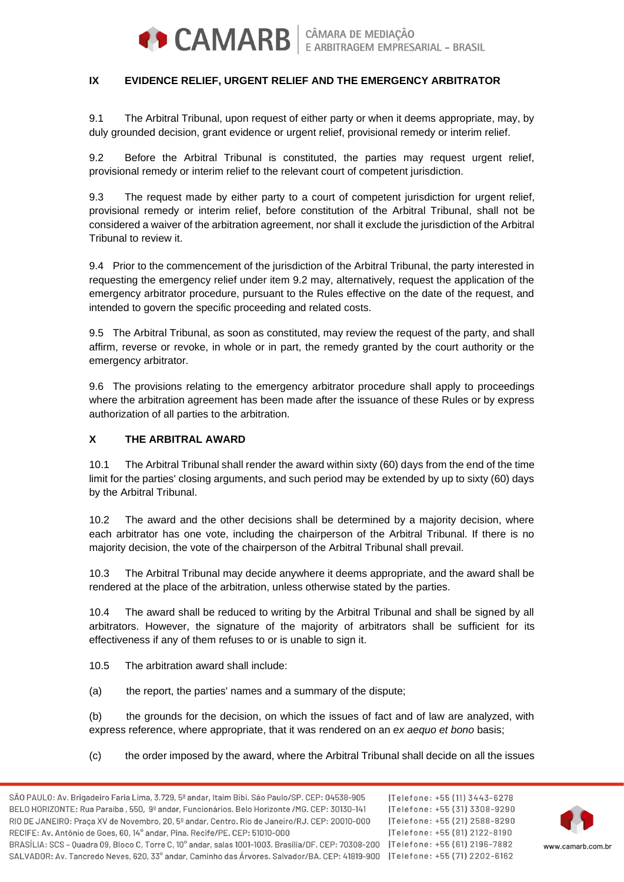## IX EVIDENCE RELIEF, URGENT RELIEF AND THE EMERGENCY ARBITRATOR

9.1 The Arbitral Tribunal, upon request of either party or when it deems appropriate, may, by duly grounded decision, grant evidence or urgent relief, provisional remedy or interim relief.

9.2 Before the Arbitral Tribunal is constituted, the parties may request urgent relief, provisional remedy or interim relief to the relevant court of competent jurisdiction.

9.3 The request made by either party to a court of competent jurisdiction for urgent relief, provisional remedy or interim relief, before constitution of the Arbitral Tribunal, shall not be considered a waiver of the arbitration agreement, nor shall it exclude the jurisdiction of the Arbitral Tribunal to review it.

9.4 Prior to the commencement of the jurisdiction of the Arbitral Tribunal, the party interested in requesting the emergency relief under item 9.2 may, alternatively, request the application of the emergency arbitrator procedure, pursuant to the Rules effective on the date of the request, and intended to govern the specific proceeding and related costs.

9.5 The Arbitral Tribunal, as soon as constituted, may review the request of the party, and shall affirm, reverse or revoke, in whole or in part, the remedy granted by the court authority or the emergency arbitrator.

9.6 The provisions relating to the emergency arbitrator procedure shall apply to proceedings where the arbitration agreement has been made after the issuance of these Rules or by express authorization of all parties to the arbitration.

## X THE ARBITRAL AWARD

10.1 The Arbitral Tribunal shall render the award within sixty (60) days from the end of the time limit for the parties' closing arguments, and such period may be extended by up to sixty (60) days by the Arbitral Tribunal.

10.2 The award and the other decisions shall be determined by a majority decision, where each arbitrator has one vote, including the chairperson of the Arbitral Tribunal. If there is no majority decision, the vote of the chairperson of the Arbitral Tribunal shall prevail.

10.3 The Arbitral Tribunal may decide anywhere it deems appropriate, and the award shall be rendered at the place of the arbitration, unless otherwise stated by the parties.

10.4 The award shall be reduced to writing by the Arbitral Tribunal and shall be signed by all arbitrators. However, the signature of the majority of arbitrators shall be sufficient for its effectiveness if any of them refuses to or is unable to sign it.

10.5 The arbitration award shall include:

(a) the report, the parties' names and a summary of the dispute;

(b) the grounds for the decision, on which the issues of fact and of law are analyzed, with express reference, where appropriate, that it was rendered on an *ex aequo et bono* basis;

(c) the order imposed by the award, where the Arbitral Tribunal shall decide on all the issues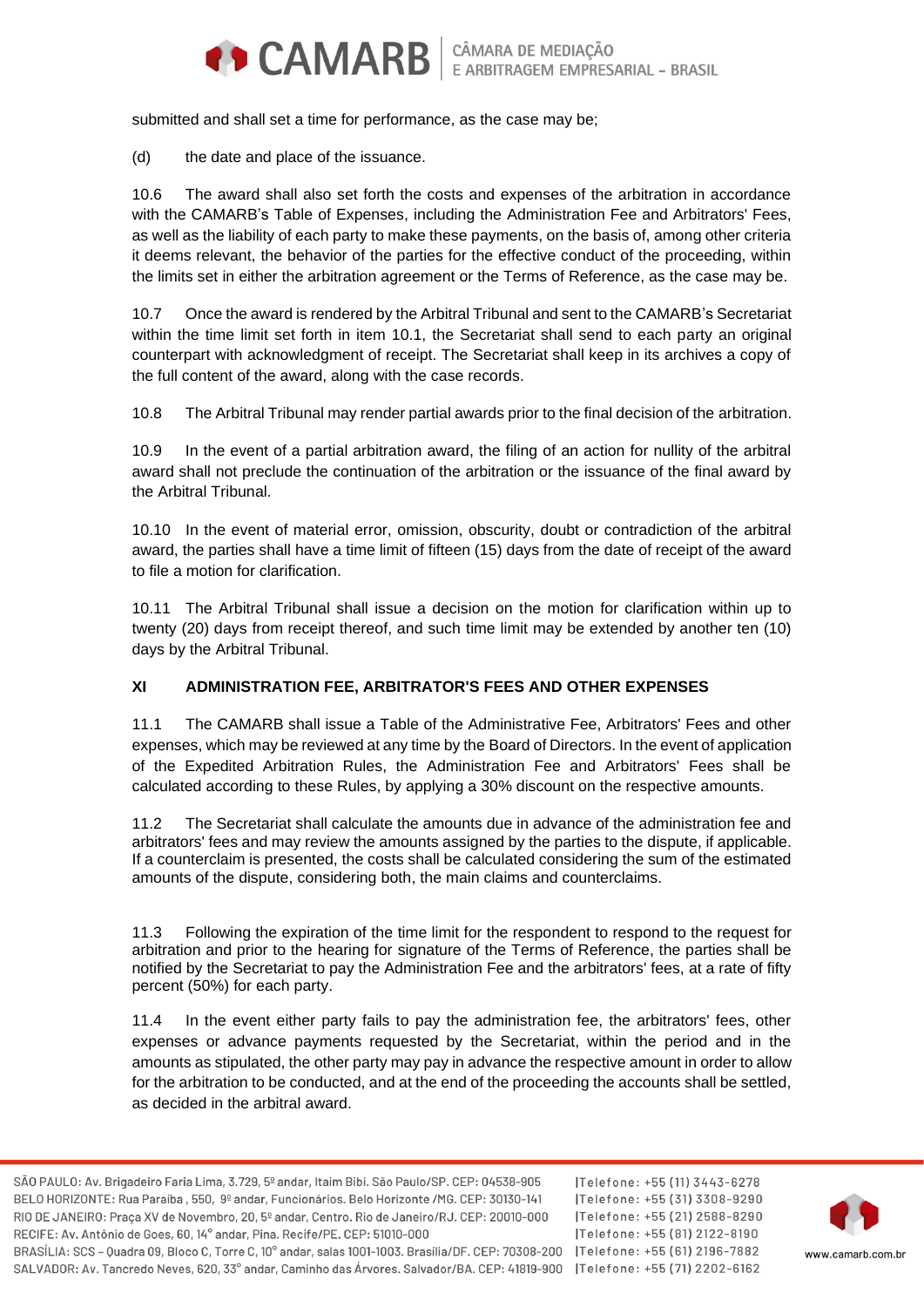submitted and shall set a time for performance, as the case may be;

(d) the date and place of the issuance.

10.6 The award shall also set forth the costs and expenses of the arbitration in accordance with the CAMARB's Table of Expenses, including the Administration Fee and Arbitrators' Fees, as well as the liability of each party to make these payments, on the basis of, among other criteria it deems relevant, the behavior of the parties for the effective conduct of the proceeding, within the limits set in either the arbitration agreement or the Terms of Reference, as the case may be.

10.7 Once the award is rendered by the Arbitral Tribunal and sent to the CAMARB's Secretariat within the time limit set forth in item 10.1, the Secretariat shall send to each party an original counterpart with acknowledgment of receipt. The Secretariat shall keep in its archives a copy of the full content of the award, along with the case records.

10.8 The Arbitral Tribunal may render partial awards prior to the final decision of the arbitration.

10.9 In the event of a partial arbitration award, the filing of an action for nullity of the arbitral award shall not preclude the continuation of the arbitration or the issuance of the final award by the Arbitral Tribunal.

10.10 In the event of material error, omission, obscurity, doubt or contradiction of the arbitral award, the parties shall have a time limit of fifteen (15) days from the date of receipt of the award to file a motion for clarification.

10.11 The Arbitral Tribunal shall issue a decision on the motion for clarification within up to twenty (20) days from receipt thereof, and such time limit may be extended by another ten (10) days by the Arbitral Tribunal.

## XI ADMINISTRATION FEE, ARBITRATOR'S FEES AND OTHER EXPENSES

11.1 The CAMARB shall issue a Table of the Administrative Fee, Arbitrators' Fees and other expenses, which may be reviewed at any time by the Board of Directors. In the event of application of the Expedited Arbitration Rules, the Administration Fee and Arbitrators' Fees shall be calculated according to these Rules, by applying a 30% discount on the respective amounts.

11.2 The Secretariat shall calculate the amounts due in advance of the administration fee and arbitrators' fees and may review the amounts assigned by the parties to the dispute, if applicable. If a counterclaim is presented, the costs shall be calculated considering the sum of the estimated amounts of the dispute, considering both, the main claims and counterclaims.

11.3 Following the expiration of the time limit for the respondent to respond to the request for arbitration and prior to the hearing for signature of the Terms of Reference, the parties shall be notified by the Secretariat to pay the Administration Fee and the arbitrators' fees, at a rate of fifty percent (50%) for each party.

11.4 In the event either party fails to pay the administration fee, the arbitrators' fees, other expenses or advance payments requested by the Secretariat, within the period and in the amounts as stipulated, the other party may pay in advance the respective amount in order to allow for the arbitration to be conducted, and at the end of the proceeding the accounts shall be settled, as decided in the arbitral award.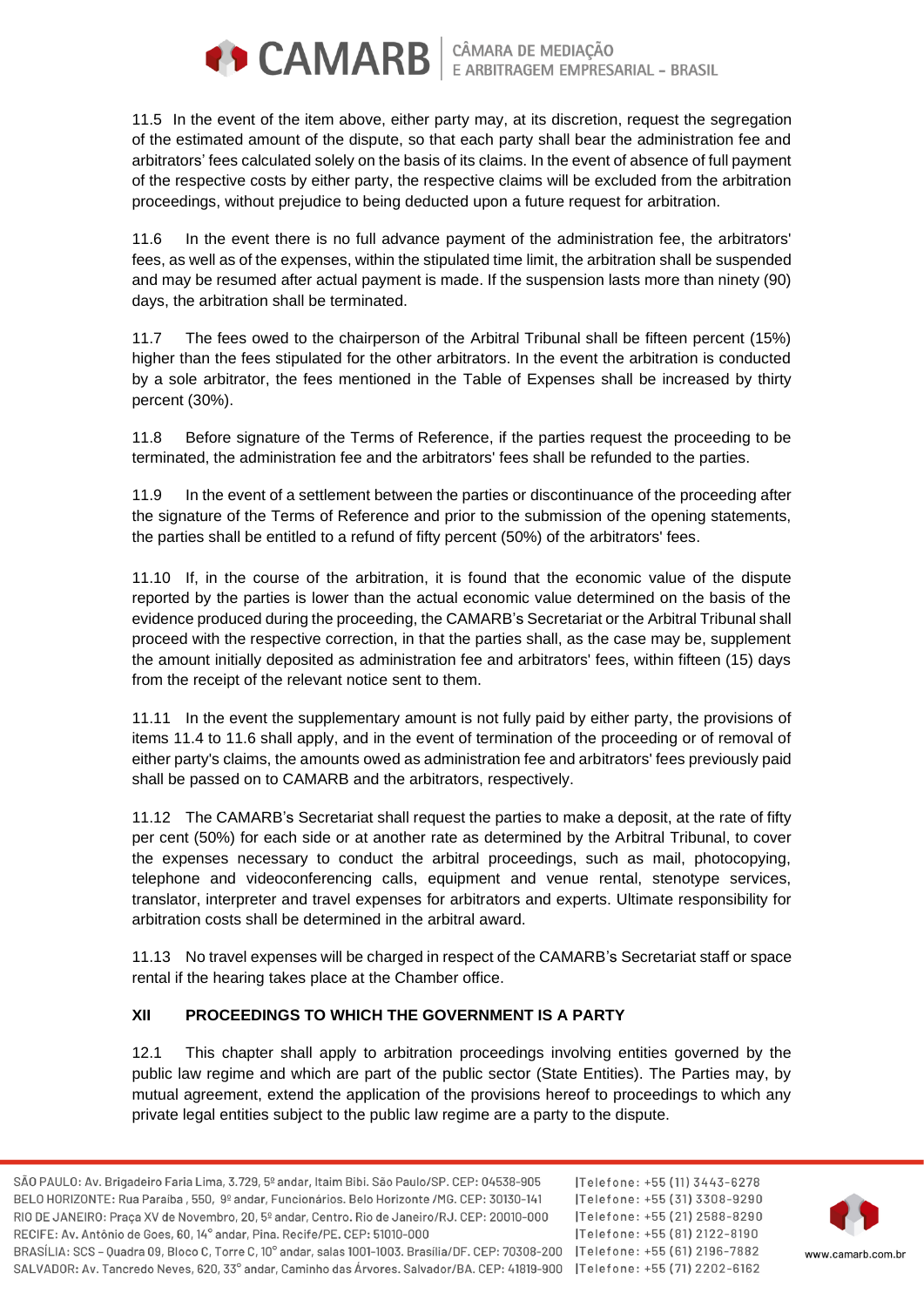11.5 In the event of the item above, either party may, at its discretion, request the segregation of the estimated amount of the dispute, so that each party shall bear the administration fee and arbitrators' fees calculated solely on the basis of its claims. In the event of absence of full payment of the respective costs by either party, the respective claims will be excluded from the arbitration proceedings, without prejudice to being deducted upon a future request for arbitration.

11.6 In the event there is no full advance payment of the administration fee, the arbitrators' fees, as well as of the expenses, within the stipulated time limit, the arbitration shall be suspended and may be resumed after actual payment is made. If the suspension lasts more than ninety (90) days, the arbitration shall be terminated.

11.7 The fees owed to the chairperson of the Arbitral Tribunal shall be fifteen percent (15%) higher than the fees stipulated for the other arbitrators. In the event the arbitration is conducted by a sole arbitrator, the fees mentioned in the Table of Expenses shall be increased by thirty percent (30%).

11.8 Before signature of the Terms of Reference, if the parties request the proceeding to be terminated, the administration fee and the arbitrators' fees shall be refunded to the parties.

11.9 In the event of a settlement between the parties or discontinuance of the proceeding after the signature of the Terms of Reference and prior to the submission of the opening statements, the parties shall be entitled to a refund of fifty percent (50%) of the arbitrators' fees.

11.10 If, in the course of the arbitration, it is found that the economic value of the dispute reported by the parties is lower than the actual economic value determined on the basis of the evidence produced during the proceeding, the CAMARB's Secretariat or the Arbitral Tribunal shall proceed with the respective correction, in that the parties shall, as the case may be, supplement the amount initially deposited as administration fee and arbitrators' fees, within fifteen (15) days from the receipt of the relevant notice sent to them.

11.11 In the event the supplementary amount is not fully paid by either party, the provisions of items 11.4 to 11.6 shall apply, and in the event of termination of the proceeding or of removal of either party's claims, the amounts owed as administration fee and arbitrators' fees previously paid shall be passed on to CAMARB and the arbitrators, respectively.

11.12 The CAMARB's Secretariat shall request the parties to make a deposit, at the rate of fifty per cent (50%) for each side or at another rate as determined by the Arbitral Tribunal, to cover the expenses necessary to conduct the arbitral proceedings, such as mail, photocopying, telephone and videoconferencing calls, equipment and venue rental, stenotype services, translator, interpreter and travel expenses for arbitrators and experts. Ultimate responsibility for arbitration costs shall be determined in the arbitral award.

11.13 No travel expenses will be charged in respect of the CAMARB's Secretariat staff or space rental if the hearing takes place at the Chamber office.

## XII PROCEEDINGS TO WHICH THE GOVERNMENT IS A PARTY

12.1 This chapter shall apply to arbitration proceedings involving entities governed by the public law regime and which are part of the public sector (State Entities). The Parties may, by mutual agreement, extend the application of the provisions hereof to proceedings to which any private legal entities subject to the public law regime are a party to the dispute.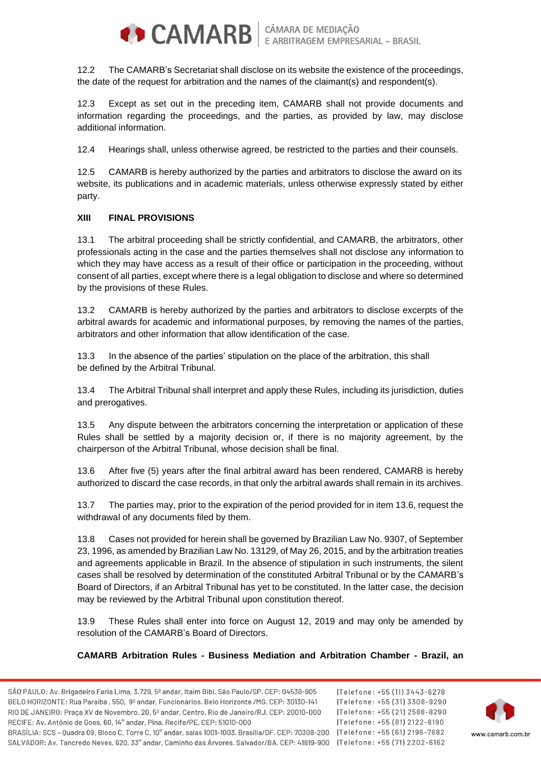12.2 The CAMARB's Secretariat shall disclose on its website the existence of the proceedings, the date of the request for arbitration and the names of the claimant(s) and respondent(s).

12.3 Except as set out in the preceding item, CAMARB shall not provide documents and information regarding the proceedings, and the parties, as provided by law, may disclose additional information.

12.4 Hearings shall, unless otherwise agreed, be restricted to the parties and their counsels.

12.5 CAMARB is hereby authorized by the parties and arbitrators to disclose the award on its website, its publications and in academic materials, unless otherwise expressly stated by either party.

## XIII FINAL PROVISIONS

13.1 The arbitral proceeding shall be strictly confidential, and CAMARB, the arbitrators, other professionals acting in the case and the parties themselves shall not disclose any information to which they may have access as a result of their office or participation in the proceeding, without consent of all parties, except where there is a legal obligation to disclose and where so determined by the provisions of these Rules.

13.2 CAMARB is hereby authorized by the parties and arbitrators to disclose excerpts of the arbitral awards for academic and informational purposes, by removing the names of the parties, arbitrators and other information that allow identification of the case.

13.3 In the absence of the parties' stipulation on the place of the arbitration, this shall be defined by the Arbitral Tribunal.

13.4 The Arbitral Tribunal shall interpret and apply these Rules, including its jurisdiction, duties and prerogatives.

13.5 Any dispute between the arbitrators concerning the interpretation or application of these Rules shall be settled by a majority decision or, if there is no majority agreement, by the chairperson of the Arbitral Tribunal, whose decision shall be final.

13.6 After five (5) years after the final arbitral award has been rendered, CAMARB is hereby authorized to discard the case records, in that only the arbitral awards shall remain in its archives.

13.7 The parties may, prior to the expiration of the period provided for in item 13.6, request the withdrawal of any documents filed by them.

13.8 Cases not provided for herein shall be governed by Brazilian Law No. 9307, of September 23, 1996, as amended by Brazilian Law No. 13129, of May 26, 2015, and by the arbitration treaties and agreements applicable in Brazil. In the absence of stipulation in such instruments, the silent cases shall be resolved by determination of the constituted Arbitral Tribunal or by the CAMARB's Board of Directors, if an Arbitral Tribunal has yet to be constituted. In the latter case, the decision may be reviewed by the Arbitral Tribunal upon constitution thereof.

13.9 These Rules shall enter into force on August 12, 2019 and may only be amended by resolution of the CAMARB's Board of Directors.

**CAMARB Arbitration Rules - Business Mediation and Arbitration Chamber - Brazil, an**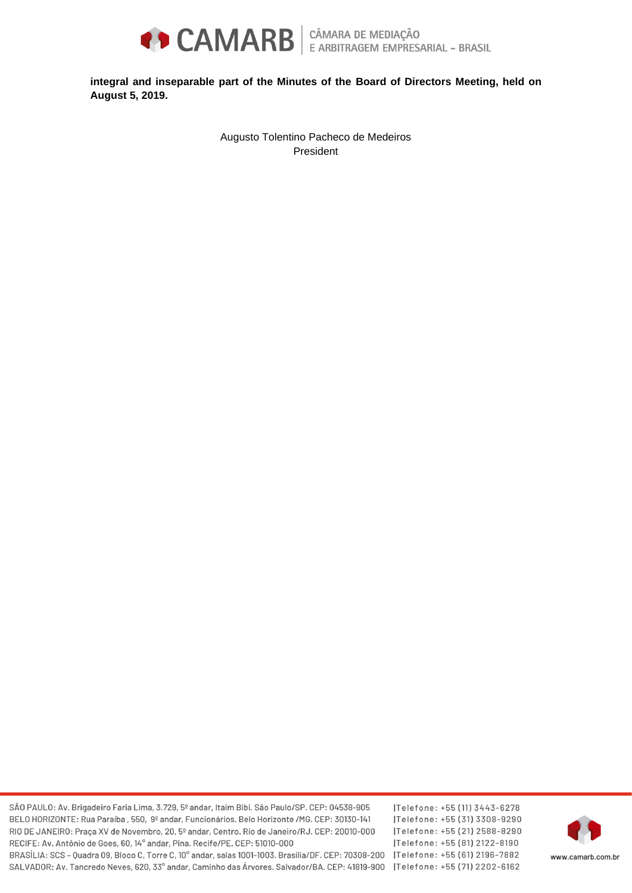**integral and inseparable part of the Minutes of the Board of Directors Meeting, held on August 5, 2019.**

Augusto Tolentino Pacheco de Medeiros
President